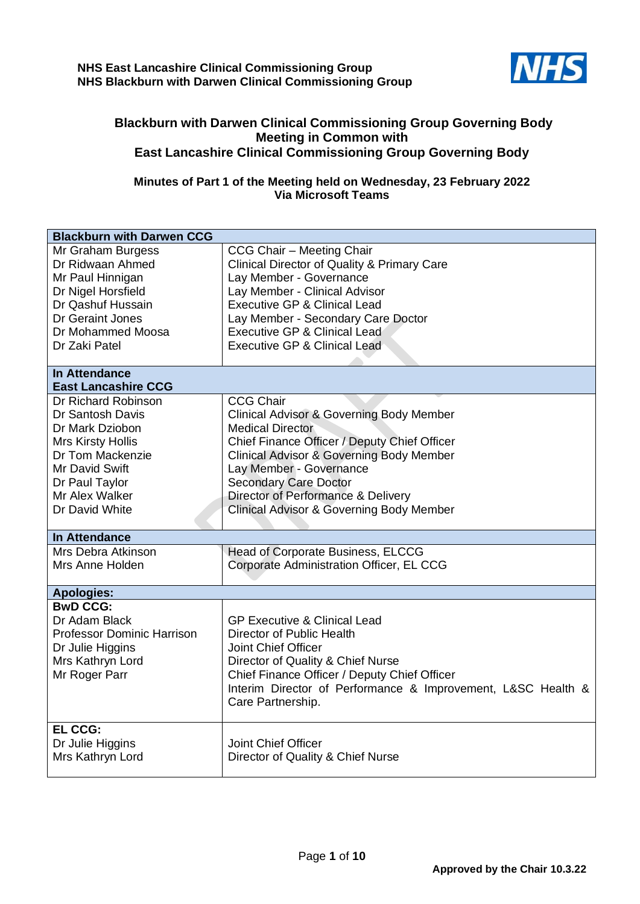**NHS East Lancashire Clinical Commissioning Group**
**NHS Blackburn with Darwen Clinical Commissioning Group**

## Blackburn with Darwen Clinical Commissioning Group Governing Body Meeting in Common with East Lancashire Clinical Commissioning Group Governing Body

### Minutes of Part 1 of the Meeting held on Wednesday, 23 February 2022 Via Microsoft Teams

| **Blackburn with Darwen CCG** | |
|---|---|
| Mr Graham Burgess | CCG Chair – Meeting Chair |
| Dr Ridwaan Ahmed | Clinical Director of Quality & Primary Care |
| Mr Paul Hinnigan | Lay Member - Governance |
| Dr Nigel Horsfield | Lay Member - Clinical Advisor |
| Dr Qashuf Hussain | Executive GP & Clinical Lead |
| Dr Geraint Jones | Lay Member - Secondary Care Doctor |
| Dr Mohammed Moosa | Executive GP & Clinical Lead |
| Dr Zaki Patel | Executive GP & Clinical Lead |
| **In Attendance** **East Lancashire CCG** | |
| Dr Richard Robinson | CCG Chair |
| Dr Santosh Davis | Clinical Advisor & Governing Body Member |
| Dr Mark Dziobon | Medical Director |
| Mrs Kirsty Hollis | Chief Finance Officer / Deputy Chief Officer |
| Dr Tom Mackenzie | Clinical Advisor & Governing Body Member |
| Mr David Swift | Lay Member - Governance |
| Dr Paul Taylor | Secondary Care Doctor |
| Mr Alex Walker | Director of Performance & Delivery |
| Dr David White | Clinical Advisor & Governing Body Member |
| **In Attendance** | |
| Mrs Debra Atkinson | Head of Corporate Business, ELCCG |
| Mrs Anne Holden | Corporate Administration Officer, EL CCG |
| **Apologies:** | |
| **BwD CCG:** | |
| Dr Adam Black | GP Executive & Clinical Lead |
| Professor Dominic Harrison | Director of Public Health |
| Dr Julie Higgins | Joint Chief Officer |
| Mrs Kathryn Lord | Director of Quality & Chief Nurse |
| Mr Roger Parr | Chief Finance Officer / Deputy Chief Officer |
| | Interim Director of Performance & Improvement, L&SC Health & Care Partnership. |
| **EL CCG:** | |
| Dr Julie Higgins | Joint Chief Officer |
| Mrs Kathryn Lord | Director of Quality & Chief Nurse |

**Approved by the Chair 10.3.22**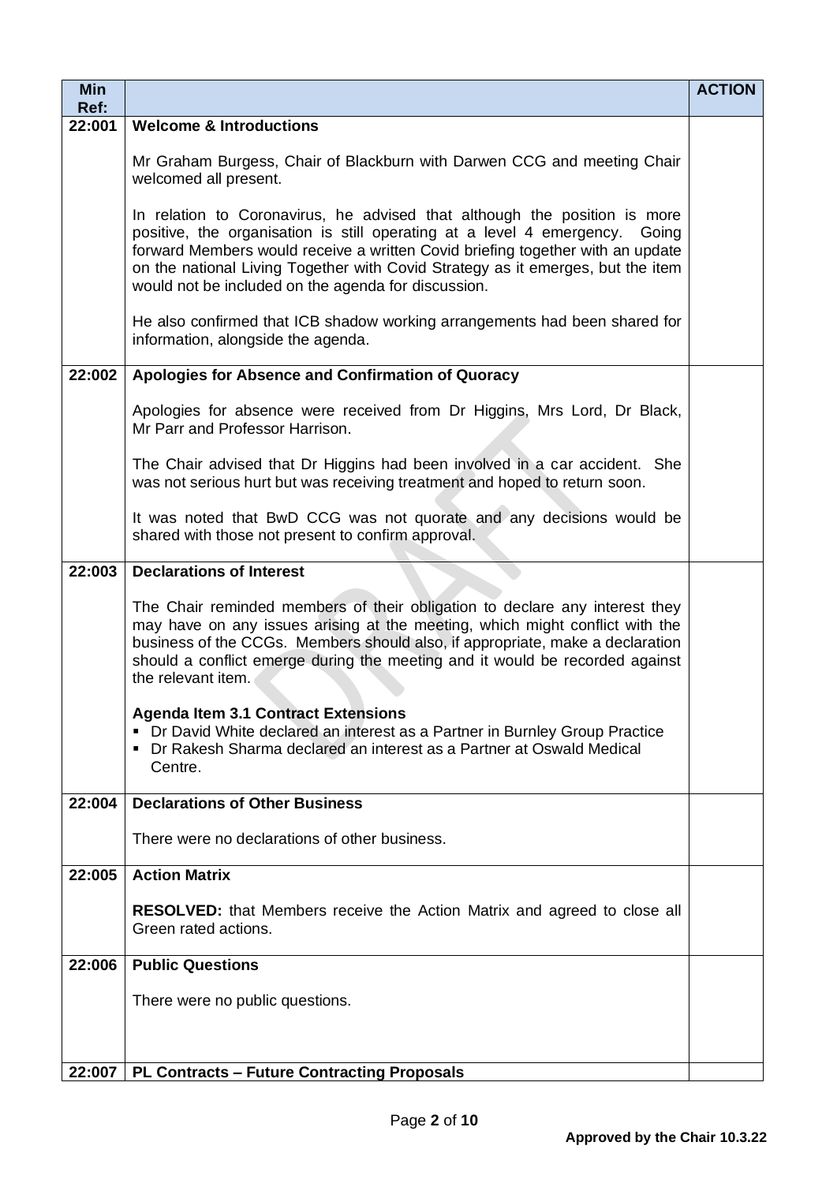| Min Ref: | | ACTION |
|---|---|---|
| 22:001 | **Welcome & Introductions**<br><br>Mr Graham Burgess, Chair of Blackburn with Darwen CCG and meeting Chair welcomed all present.<br><br>In relation to Coronavirus, he advised that although the position is more positive, the organisation is still operating at a level 4 emergency. Going forward Members would receive a written Covid briefing together with an update on the national Living Together with Covid Strategy as it emerges, but the item would not be included on the agenda for discussion.<br><br>He also confirmed that ICB shadow working arrangements had been shared for information, alongside the agenda. | |
| 22:002 | **Apologies for Absence and Confirmation of Quoracy**<br><br>Apologies for absence were received from Dr Higgins, Mrs Lord, Dr Black, Mr Parr and Professor Harrison.<br><br>The Chair advised that Dr Higgins had been involved in a car accident. She was not serious hurt but was receiving treatment and hoped to return soon.<br><br>It was noted that BwD CCG was not quorate and any decisions would be shared with those not present to confirm approval. | |
| 22:003 | **Declarations of Interest**<br><br>The Chair reminded members of their obligation to declare any interest they may have on any issues arising at the meeting, which might conflict with the business of the CCGs. Members should also, if appropriate, make a declaration should a conflict emerge during the meeting and it would be recorded against the relevant item.<br><br>**Agenda Item 3.1 Contract Extensions**<br>▪ Dr David White declared an interest as a Partner in Burnley Group Practice<br>▪ Dr Rakesh Sharma declared an interest as a Partner at Oswald Medical Centre. | |
| 22:004 | **Declarations of Other Business**<br><br>There were no declarations of other business. | |
| 22:005 | **Action Matrix**<br><br>**RESOLVED:** that Members receive the Action Matrix and agreed to close all Green rated actions. | |
| 22:006 | **Public Questions**<br><br>There were no public questions. | |
| 22:007 | **PL Contracts – Future Contracting Proposals** | |

Approved by the Chair 10.3.22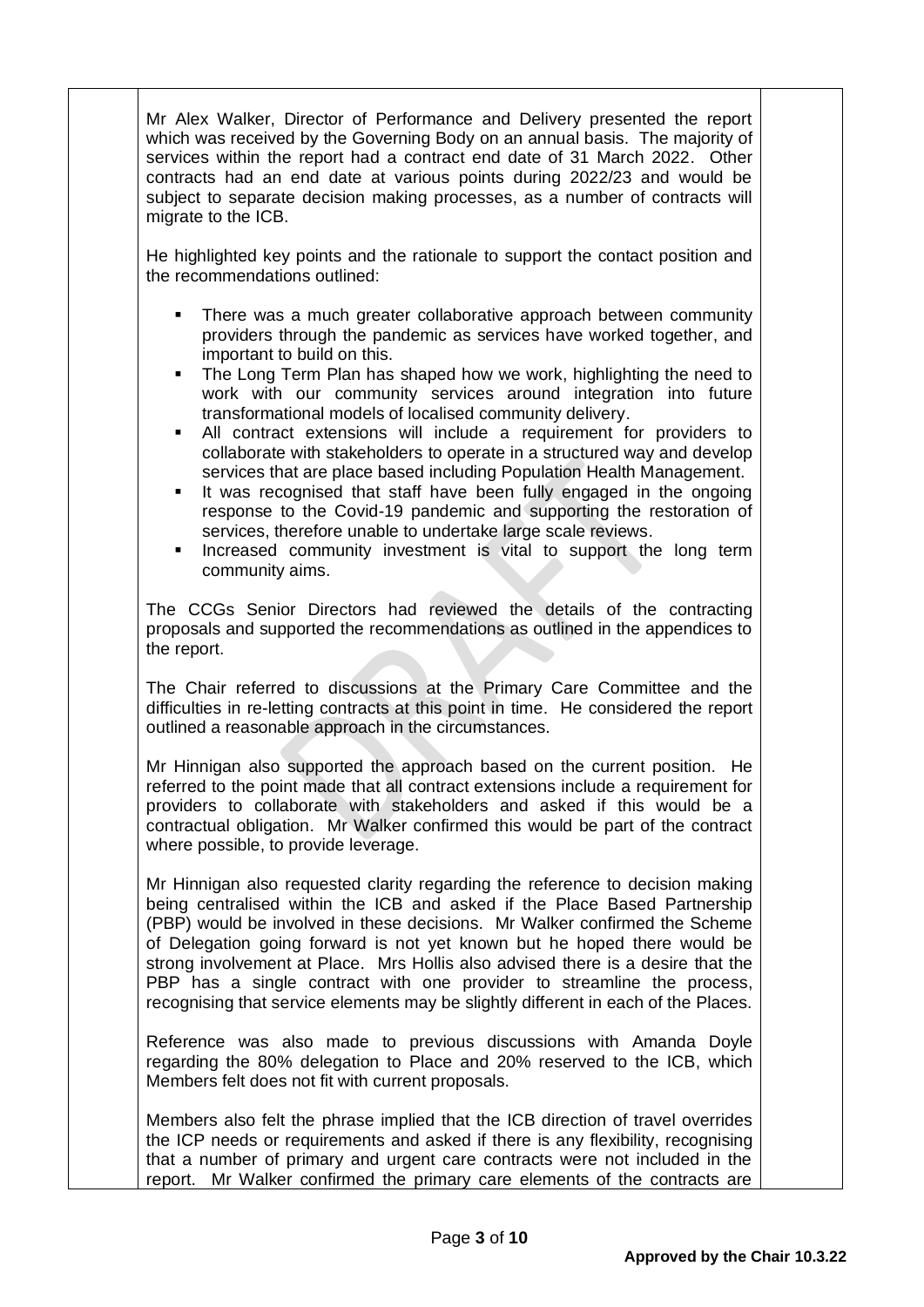Mr Alex Walker, Director of Performance and Delivery presented the report which was received by the Governing Body on an annual basis. The majority of services within the report had a contract end date of 31 March 2022. Other contracts had an end date at various points during 2022/23 and would be subject to separate decision making processes, as a number of contracts will migrate to the ICB.

He highlighted key points and the rationale to support the contact position and the recommendations outlined:

- There was a much greater collaborative approach between community providers through the pandemic as services have worked together, and important to build on this.
- The Long Term Plan has shaped how we work, highlighting the need to work with our community services around integration into future transformational models of localised community delivery.
- All contract extensions will include a requirement for providers to collaborate with stakeholders to operate in a structured way and develop services that are place based including Population Health Management.
- It was recognised that staff have been fully engaged in the ongoing response to the Covid-19 pandemic and supporting the restoration of services, therefore unable to undertake large scale reviews.
- Increased community investment is vital to support the long term community aims.

The CCGs Senior Directors had reviewed the details of the contracting proposals and supported the recommendations as outlined in the appendices to the report.

The Chair referred to discussions at the Primary Care Committee and the difficulties in re-letting contracts at this point in time. He considered the report outlined a reasonable approach in the circumstances.

Mr Hinnigan also supported the approach based on the current position. He referred to the point made that all contract extensions include a requirement for providers to collaborate with stakeholders and asked if this would be a contractual obligation. Mr Walker confirmed this would be part of the contract where possible, to provide leverage.

Mr Hinnigan also requested clarity regarding the reference to decision making being centralised within the ICB and asked if the Place Based Partnership (PBP) would be involved in these decisions. Mr Walker confirmed the Scheme of Delegation going forward is not yet known but he hoped there would be strong involvement at Place. Mrs Hollis also advised there is a desire that the PBP has a single contract with one provider to streamline the process, recognising that service elements may be slightly different in each of the Places.

Reference was also made to previous discussions with Amanda Doyle regarding the 80% delegation to Place and 20% reserved to the ICB, which Members felt does not fit with current proposals.

Members also felt the phrase implied that the ICB direction of travel overrides the ICP needs or requirements and asked if there is any flexibility, recognising that a number of primary and urgent care contracts were not included in the report. Mr Walker confirmed the primary care elements of the contracts are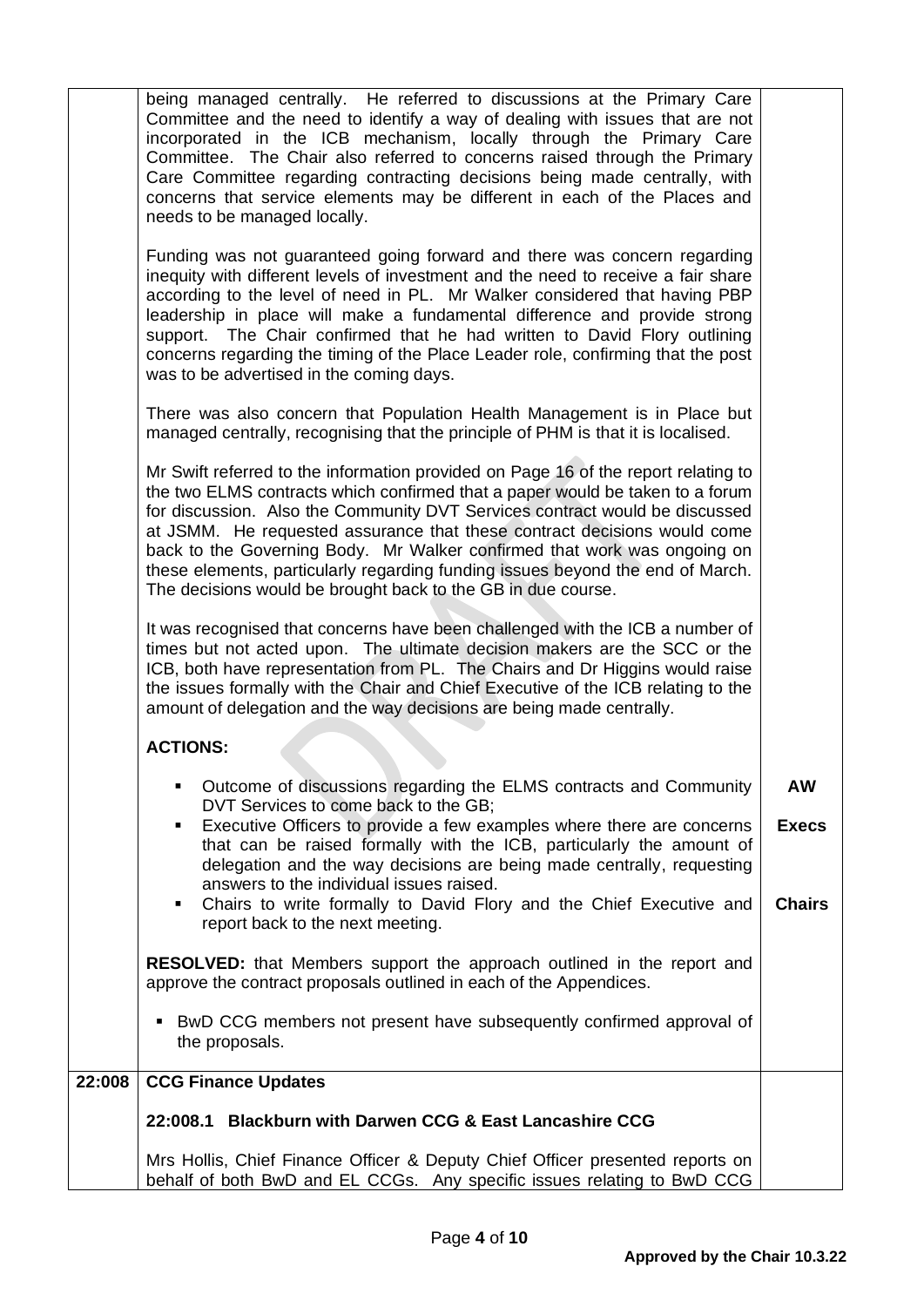| | | |
|---|---|---|
| | being managed centrally. He referred to discussions at the Primary Care Committee and the need to identify a way of dealing with issues that are not incorporated in the ICB mechanism, locally through the Primary Care Committee. The Chair also referred to concerns raised through the Primary Care Committee regarding contracting decisions being made centrally, with concerns that service elements may be different in each of the Places and needs to be managed locally.<br><br>Funding was not guaranteed going forward and there was concern regarding inequity with different levels of investment and the need to receive a fair share according to the level of need in PL. Mr Walker considered that having PBP leadership in place will make a fundamental difference and provide strong support. The Chair confirmed that he had written to David Flory outlining concerns regarding the timing of the Place Leader role, confirming that the post was to be advertised in the coming days.<br><br>There was also concern that Population Health Management is in Place but managed centrally, recognising that the principle of PHM is that it is localised.<br><br>Mr Swift referred to the information provided on Page 16 of the report relating to the two ELMS contracts which confirmed that a paper would be taken to a forum for discussion. Also the Community DVT Services contract would be discussed at JSMM. He requested assurance that these contract decisions would come back to the Governing Body. Mr Walker confirmed that work was ongoing on these elements, particularly regarding funding issues beyond the end of March. The decisions would be brought back to the GB in due course.<br><br>It was recognised that concerns have been challenged with the ICB a number of times but not acted upon. The ultimate decision makers are the SCC or the ICB, both have representation from PL. The Chairs and Dr Higgins would raise the issues formally with the Chair and Chief Executive of the ICB relating to the amount of delegation and the way decisions are being made centrally.<br><br>**ACTIONS:** | |
| | ▪ Outcome of discussions regarding the ELMS contracts and Community DVT Services to come back to the GB; | **AW** |
| | ▪ Executive Officers to provide a few examples where there are concerns that can be raised formally with the ICB, particularly the amount of delegation and the way decisions are being made centrally, requesting answers to the individual issues raised. | **Execs** |
| | ▪ Chairs to write formally to David Flory and the Chief Executive and report back to the next meeting. | **Chairs** |
| | **RESOLVED:** that Members support the approach outlined in the report and approve the contract proposals outlined in each of the Appendices.<br><br>▪ BwD CCG members not present have subsequently confirmed approval of the proposals. | |
| **22:008** | **CCG Finance Updates**<br><br>**22:008.1 Blackburn with Darwen CCG & East Lancashire CCG**<br><br>Mrs Hollis, Chief Finance Officer & Deputy Chief Officer presented reports on behalf of both BwD and EL CCGs. Any specific issues relating to BwD CCG | |

**Approved by the Chair 10.3.22**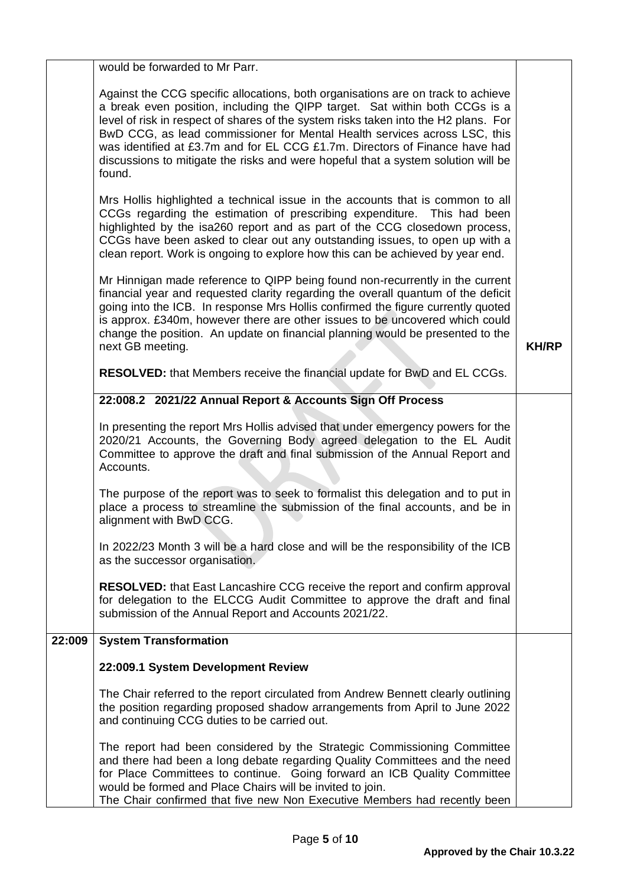| | | |
|---|---|---|
| | would be forwarded to Mr Parr.<br><br>Against the CCG specific allocations, both organisations are on track to achieve a break even position, including the QIPP target. Sat within both CCGs is a level of risk in respect of shares of the system risks taken into the H2 plans. For BwD CCG, as lead commissioner for Mental Health services across LSC, this was identified at £3.7m and for EL CCG £1.7m. Directors of Finance have had discussions to mitigate the risks and were hopeful that a system solution will be found.<br><br>Mrs Hollis highlighted a technical issue in the accounts that is common to all CCGs regarding the estimation of prescribing expenditure. This had been highlighted by the isa260 report and as part of the CCG closedown process, CCGs have been asked to clear out any outstanding issues, to open up with a clean report. Work is ongoing to explore how this can be achieved by year end.<br><br>Mr Hinnigan made reference to QIPP being found non-recurrently in the current financial year and requested clarity regarding the overall quantum of the deficit going into the ICB. In response Mrs Hollis confirmed the figure currently quoted is approx. £340m, however there are other issues to be uncovered which could change the position. An update on financial planning would be presented to the next GB meeting.<br><br>**RESOLVED:** that Members receive the financial update for BwD and EL CCGs. | **KH/RP** |
| | **22:008.2 2021/22 Annual Report & Accounts Sign Off Process**<br><br>In presenting the report Mrs Hollis advised that under emergency powers for the 2020/21 Accounts, the Governing Body agreed delegation to the EL Audit Committee to approve the draft and final submission of the Annual Report and Accounts.<br><br>The purpose of the report was to seek to formalist this delegation and to put in place a process to streamline the submission of the final accounts, and be in alignment with BwD CCG.<br><br>In 2022/23 Month 3 will be a hard close and will be the responsibility of the ICB as the successor organisation.<br><br>**RESOLVED:** that East Lancashire CCG receive the report and confirm approval for delegation to the ELCCG Audit Committee to approve the draft and final submission of the Annual Report and Accounts 2021/22. | |
| **22:009** | **System Transformation**<br><br>**22:009.1 System Development Review**<br><br>The Chair referred to the report circulated from Andrew Bennett clearly outlining the position regarding proposed shadow arrangements from April to June 2022 and continuing CCG duties to be carried out.<br><br>The report had been considered by the Strategic Commissioning Committee and there had been a long debate regarding Quality Committees and the need for Place Committees to continue. Going forward an ICB Quality Committee would be formed and Place Chairs will be invited to join.<br>The Chair confirmed that five new Non Executive Members had recently been | |

**Approved by the Chair 10.3.22**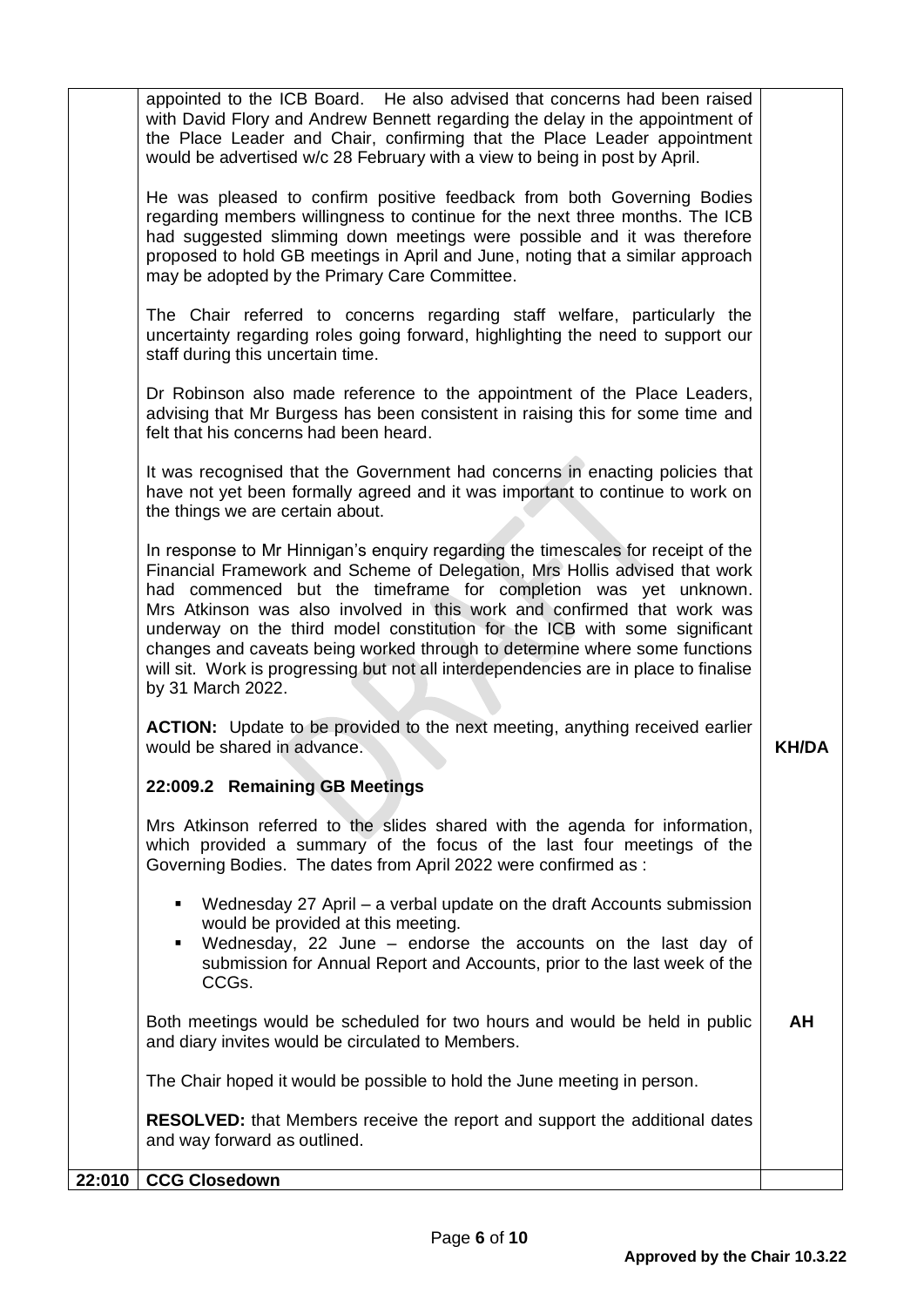| | | |
|---|---|---|
| | appointed to the ICB Board. He also advised that concerns had been raised with David Flory and Andrew Bennett regarding the delay in the appointment of the Place Leader and Chair, confirming that the Place Leader appointment would be advertised w/c 28 February with a view to being in post by April.<br><br>He was pleased to confirm positive feedback from both Governing Bodies regarding members willingness to continue for the next three months. The ICB had suggested slimming down meetings were possible and it was therefore proposed to hold GB meetings in April and June, noting that a similar approach may be adopted by the Primary Care Committee.<br><br>The Chair referred to concerns regarding staff welfare, particularly the uncertainty regarding roles going forward, highlighting the need to support our staff during this uncertain time.<br><br>Dr Robinson also made reference to the appointment of the Place Leaders, advising that Mr Burgess has been consistent in raising this for some time and felt that his concerns had been heard.<br><br>It was recognised that the Government had concerns in enacting policies that have not yet been formally agreed and it was important to continue to work on the things we are certain about.<br><br>In response to Mr Hinnigan's enquiry regarding the timescales for receipt of the Financial Framework and Scheme of Delegation, Mrs Hollis advised that work had commenced but the timeframe for completion was yet unknown. Mrs Atkinson was also involved in this work and confirmed that work was underway on the third model constitution for the ICB with some significant changes and caveats being worked through to determine where some functions will sit. Work is progressing but not all interdependencies are in place to finalise by 31 March 2022.<br><br>**ACTION:** Update to be provided to the next meeting, anything received earlier would be shared in advance. | **KH/DA** |
| | **22:009.2 Remaining GB Meetings**<br><br>Mrs Atkinson referred to the slides shared with the agenda for information, which provided a summary of the focus of the last four meetings of the Governing Bodies. The dates from April 2022 were confirmed as :<br><br>▪ Wednesday 27 April – a verbal update on the draft Accounts submission would be provided at this meeting.<br>▪ Wednesday, 22 June – endorse the accounts on the last day of submission for Annual Report and Accounts, prior to the last week of the CCGs.<br><br>Both meetings would be scheduled for two hours and would be held in public and diary invites would be circulated to Members.<br><br>The Chair hoped it would be possible to hold the June meeting in person.<br><br>**RESOLVED:** that Members receive the report and support the additional dates and way forward as outlined. | **AH** |
| **22:010** | **CCG Closedown** | |

Approved by the Chair 10.3.22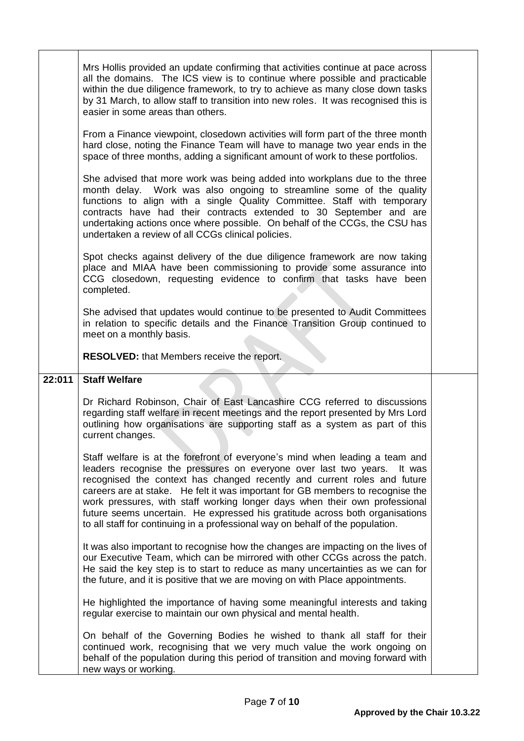| | | |
|---|---|---|
| | Mrs Hollis provided an update confirming that activities continue at pace across all the domains. The ICS view is to continue where possible and practicable within the due diligence framework, to try to achieve as many close down tasks by 31 March, to allow staff to transition into new roles. It was recognised this is easier in some areas than others.<br><br>From a Finance viewpoint, closedown activities will form part of the three month hard close, noting the Finance Team will have to manage two year ends in the space of three months, adding a significant amount of work to these portfolios.<br><br>She advised that more work was being added into workplans due to the three month delay. Work was also ongoing to streamline some of the quality functions to align with a single Quality Committee. Staff with temporary contracts have had their contracts extended to 30 September and are undertaking actions once where possible. On behalf of the CCGs, the CSU has undertaken a review of all CCGs clinical policies.<br><br>Spot checks against delivery of the due diligence framework are now taking place and MIAA have been commissioning to provide some assurance into CCG closedown, requesting evidence to confirm that tasks have been completed.<br><br>She advised that updates would continue to be presented to Audit Committees in relation to specific details and the Finance Transition Group continued to meet on a monthly basis.<br><br>**RESOLVED:** that Members receive the report. | |
| **22:011** | **Staff Welfare**<br><br>Dr Richard Robinson, Chair of East Lancashire CCG referred to discussions regarding staff welfare in recent meetings and the report presented by Mrs Lord outlining how organisations are supporting staff as a system as part of this current changes.<br><br>Staff welfare is at the forefront of everyone's mind when leading a team and leaders recognise the pressures on everyone over last two years. It was recognised the context has changed recently and current roles and future careers are at stake. He felt it was important for GB members to recognise the work pressures, with staff working longer days when their own professional future seems uncertain. He expressed his gratitude across both organisations to all staff for continuing in a professional way on behalf of the population.<br><br>It was also important to recognise how the changes are impacting on the lives of our Executive Team, which can be mirrored with other CCGs across the patch. He said the key step is to start to reduce as many uncertainties as we can for the future, and it is positive that we are moving on with Place appointments.<br><br>He highlighted the importance of having some meaningful interests and taking regular exercise to maintain our own physical and mental health.<br><br>On behalf of the Governing Bodies he wished to thank all staff for their continued work, recognising that we very much value the work ongoing on behalf of the population during this period of transition and moving forward with new ways or working. | |

**Approved by the Chair 10.3.22**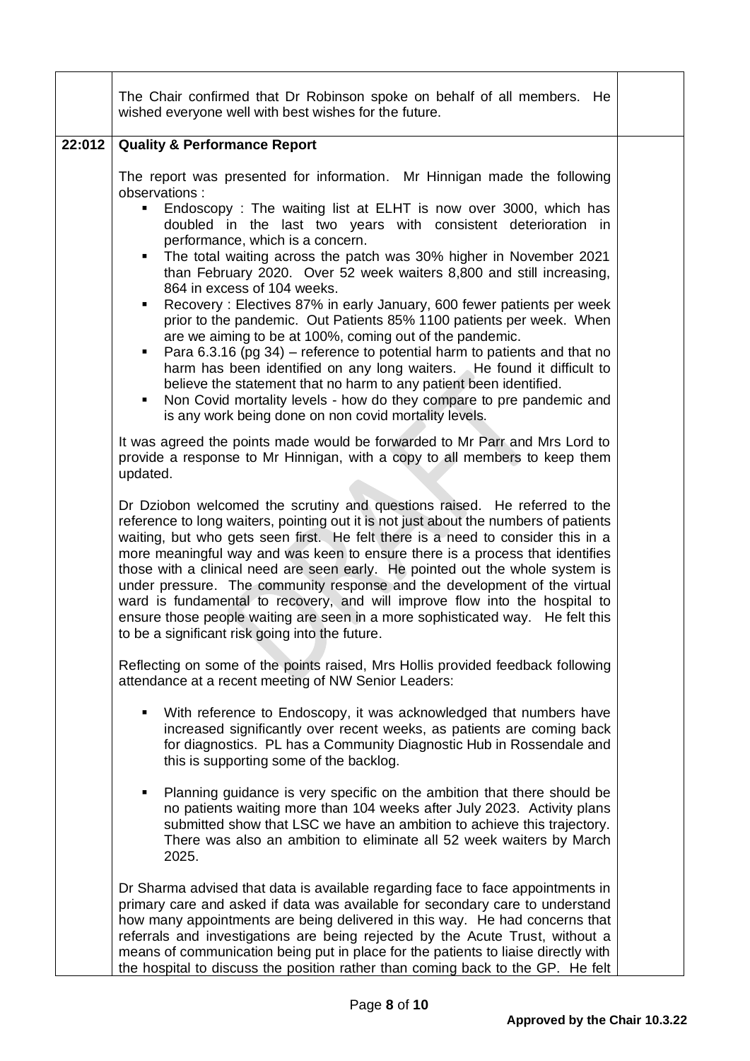| | | |
|---|---|---|
| | The Chair confirmed that Dr Robinson spoke on behalf of all members. He wished everyone well with best wishes for the future. | |
| **22:012** | **Quality & Performance Report**<br><br>The report was presented for information. Mr Hinnigan made the following observations :<br>▪ Endoscopy : The waiting list at ELHT is now over 3000, which has doubled in the last two years with consistent deterioration in performance, which is a concern.<br>▪ The total waiting across the patch was 30% higher in November 2021 than February 2020. Over 52 week waiters 8,800 and still increasing, 864 in excess of 104 weeks.<br>▪ Recovery : Electives 87% in early January, 600 fewer patients per week prior to the pandemic. Out Patients 85% 1100 patients per week. When are we aiming to be at 100%, coming out of the pandemic.<br>▪ Para 6.3.16 (pg 34) – reference to potential harm to patients and that no harm has been identified on any long waiters. He found it difficult to believe the statement that no harm to any patient been identified.<br>▪ Non Covid mortality levels - how do they compare to pre pandemic and is any work being done on non covid mortality levels.<br><br>It was agreed the points made would be forwarded to Mr Parr and Mrs Lord to provide a response to Mr Hinnigan, with a copy to all members to keep them updated.<br><br>Dr Dziobon welcomed the scrutiny and questions raised. He referred to the reference to long waiters, pointing out it is not just about the numbers of patients waiting, but who gets seen first. He felt there is a need to consider this in a more meaningful way and was keen to ensure there is a process that identifies those with a clinical need are seen early. He pointed out the whole system is under pressure. The community response and the development of the virtual ward is fundamental to recovery, and will improve flow into the hospital to ensure those people waiting are seen in a more sophisticated way. He felt this to be a significant risk going into the future.<br><br>Reflecting on some of the points raised, Mrs Hollis provided feedback following attendance at a recent meeting of NW Senior Leaders:<br><br>▪ With reference to Endoscopy, it was acknowledged that numbers have increased significantly over recent weeks, as patients are coming back for diagnostics. PL has a Community Diagnostic Hub in Rossendale and this is supporting some of the backlog.<br><br>▪ Planning guidance is very specific on the ambition that there should be no patients waiting more than 104 weeks after July 2023. Activity plans submitted show that LSC we have an ambition to achieve this trajectory. There was also an ambition to eliminate all 52 week waiters by March 2025.<br><br>Dr Sharma advised that data is available regarding face to face appointments in primary care and asked if data was available for secondary care to understand how many appointments are being delivered in this way. He had concerns that referrals and investigations are being rejected by the Acute Trust, without a means of communication being put in place for the patients to liaise directly with the hospital to discuss the position rather than coming back to the GP. He felt | |

Approved by the Chair 10.3.22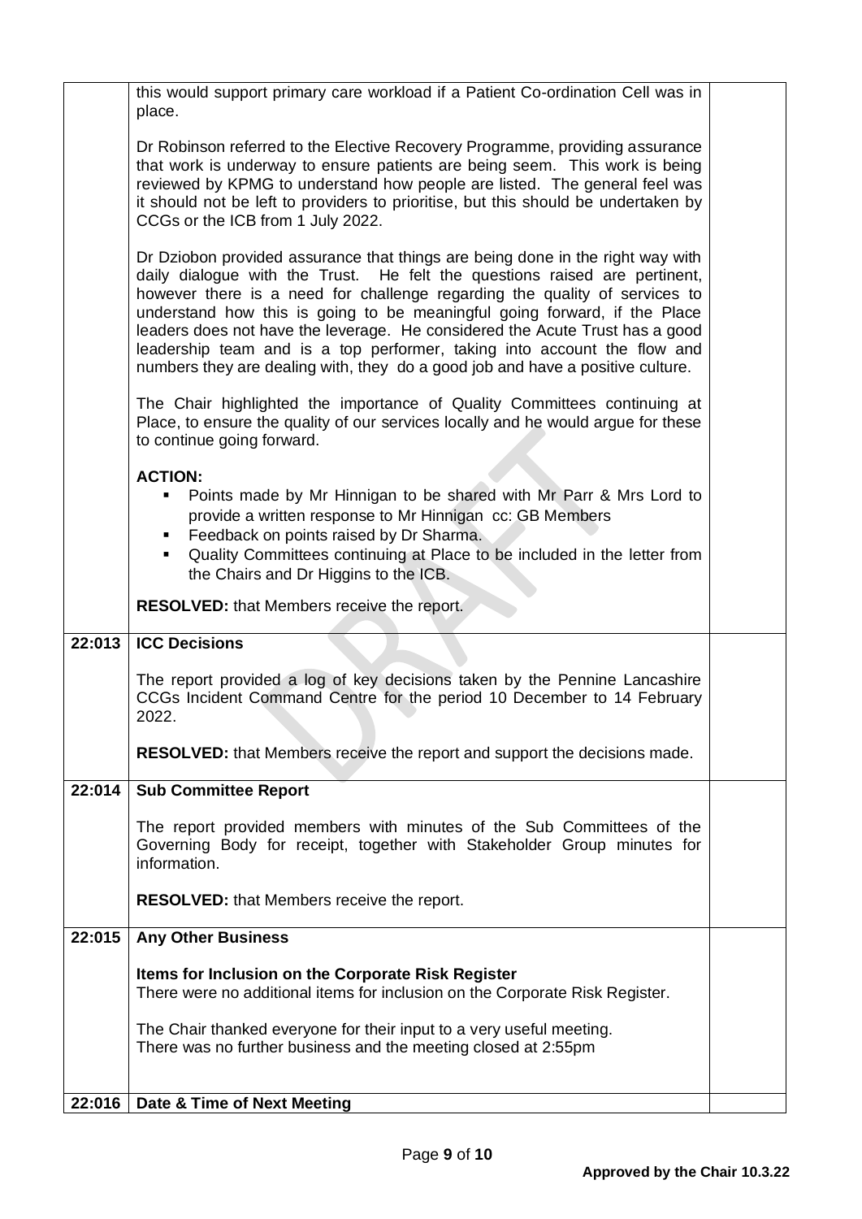| | | |
|---|---|---|
| | this would support primary care workload if a Patient Co-ordination Cell was in place.<br><br>Dr Robinson referred to the Elective Recovery Programme, providing assurance that work is underway to ensure patients are being seem. This work is being reviewed by KPMG to understand how people are listed. The general feel was it should not be left to providers to prioritise, but this should be undertaken by CCGs or the ICB from 1 July 2022.<br><br>Dr Dziobon provided assurance that things are being done in the right way with daily dialogue with the Trust. He felt the questions raised are pertinent, however there is a need for challenge regarding the quality of services to understand how this is going to be meaningful going forward, if the Place leaders does not have the leverage. He considered the Acute Trust has a good leadership team and is a top performer, taking into account the flow and numbers they are dealing with, they do a good job and have a positive culture.<br><br>The Chair highlighted the importance of Quality Committees continuing at Place, to ensure the quality of our services locally and he would argue for these to continue going forward.<br><br>**ACTION:**<br>▪ Points made by Mr Hinnigan to be shared with Mr Parr & Mrs Lord to provide a written response to Mr Hinnigan cc: GB Members<br>▪ Feedback on points raised by Dr Sharma.<br>▪ Quality Committees continuing at Place to be included in the letter from the Chairs and Dr Higgins to the ICB.<br><br>**RESOLVED:** that Members receive the report. | |
| **22:013** | **ICC Decisions**<br><br>The report provided a log of key decisions taken by the Pennine Lancashire CCGs Incident Command Centre for the period 10 December to 14 February 2022.<br><br>**RESOLVED:** that Members receive the report and support the decisions made. | |
| **22:014** | **Sub Committee Report**<br><br>The report provided members with minutes of the Sub Committees of the Governing Body for receipt, together with Stakeholder Group minutes for information.<br><br>**RESOLVED:** that Members receive the report. | |
| **22:015** | **Any Other Business**<br><br>**Items for Inclusion on the Corporate Risk Register**<br>There were no additional items for inclusion on the Corporate Risk Register.<br><br>The Chair thanked everyone for their input to a very useful meeting.<br>There was no further business and the meeting closed at 2:55pm | |
| **22:016** | **Date & Time of Next Meeting** | |

**Approved by the Chair 10.3.22**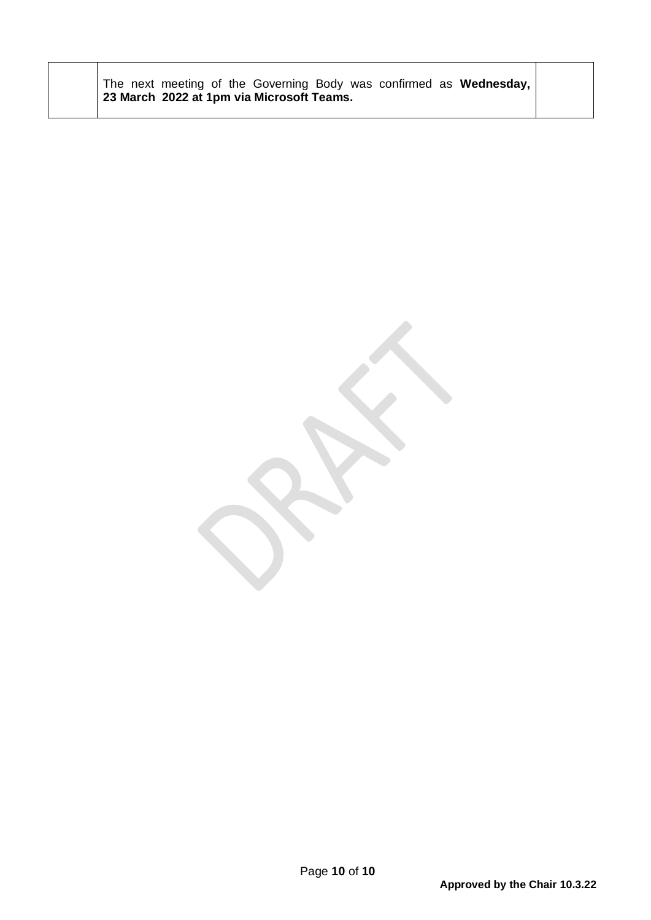| | | |
|---|---|---|
| | The next meeting of the Governing Body was confirmed as **Wednesday, 23 March 2022 at 1pm via Microsoft Teams.** | |

**Approved by the Chair 10.3.22**